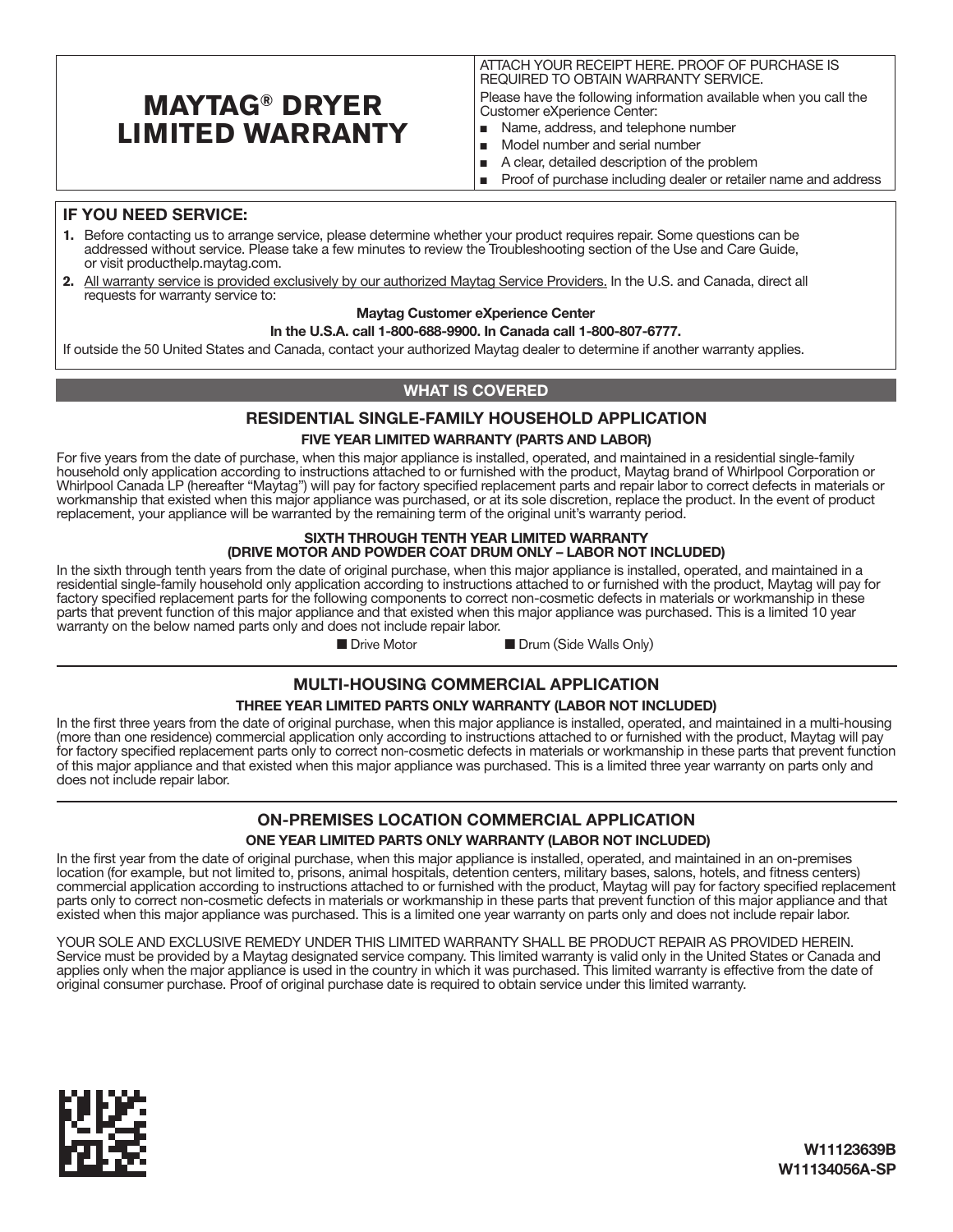# MAYTAG® DRYER LIMITED WARRANTY

ATTACH YOUR RECEIPT HERE. PROOF OF PURCHASE IS REQUIRED TO OBTAIN WARRANTY SERVICE.

Please have the following information available when you call the Customer eXperience Center:

- Name, address, and telephone number
- Model number and serial number
- A clear, detailed description of the problem
- Proof of purchase including dealer or retailer name and address

## IF YOU NEED SERVICE:

1. Before contacting us to arrange service, please determine whether your product requires repair. Some questions can be addressed without service. Please take a few minutes to review the Troubleshooting section of the Use and Care Guide, or visit producthelp.maytag.com.
2. All warranty service is provided exclusively by our authorized Maytag Service Providers. In the U.S. and Canada, direct all requests for warranty service to:

**Maytag Customer eXperience Center**

**In the U.S.A. call 1-800-688-9900. In Canada call 1-800-807-6777.**

If outside the 50 United States and Canada, contact your authorized Maytag dealer to determine if another warranty applies.

## WHAT IS COVERED

### RESIDENTIAL SINGLE-FAMILY HOUSEHOLD APPLICATION

**FIVE YEAR LIMITED WARRANTY (PARTS AND LABOR)**

For five years from the date of purchase, when this major appliance is installed, operated, and maintained in a residential single-family household only application according to instructions attached to or furnished with the product, Maytag brand of Whirlpool Corporation or Whirlpool Canada LP (hereafter "Maytag") will pay for factory specified replacement parts and repair labor to correct defects in materials or workmanship that existed when this major appliance was purchased, or at its sole discretion, replace the product. In the event of product replacement, your appliance will be warranted by the remaining term of the original unit's warranty period.

**SIXTH THROUGH TENTH YEAR LIMITED WARRANTY (DRIVE MOTOR AND POWDER COAT DRUM ONLY – LABOR NOT INCLUDED)**

In the sixth through tenth years from the date of original purchase, when this major appliance is installed, operated, and maintained in a residential single-family household only application according to instructions attached to or furnished with the product, Maytag will pay for factory specified replacement parts for the following components to correct non-cosmetic defects in materials or workmanship in these parts that prevent function of this major appliance and that existed when this major appliance was purchased. This is a limited 10 year warranty on the below named parts only and does not include repair labor.

- Drive Motor
- Drum (Side Walls Only)

### MULTI-HOUSING COMMERCIAL APPLICATION

**THREE YEAR LIMITED PARTS ONLY WARRANTY (LABOR NOT INCLUDED)**

In the first three years from the date of original purchase, when this major appliance is installed, operated, and maintained in a multi-housing (more than one residence) commercial application only according to instructions attached to or furnished with the product, Maytag will pay for factory specified replacement parts only to correct non-cosmetic defects in materials or workmanship in these parts that prevent function of this major appliance and that existed when this major appliance was purchased. This is a limited three year warranty on parts only and does not include repair labor.

### ON-PREMISES LOCATION COMMERCIAL APPLICATION

**ONE YEAR LIMITED PARTS ONLY WARRANTY (LABOR NOT INCLUDED)**

In the first year from the date of original purchase, when this major appliance is installed, operated, and maintained in an on-premises location (for example, but not limited to, prisons, animal hospitals, detention centers, military bases, salons, hotels, and fitness centers) commercial application according to instructions attached to or furnished with the product, Maytag will pay for factory specified replacement parts only to correct non-cosmetic defects in materials or workmanship in these parts that prevent function of this major appliance and that existed when this major appliance was purchased. This is a limited one year warranty on parts only and does not include repair labor.

YOUR SOLE AND EXCLUSIVE REMEDY UNDER THIS LIMITED WARRANTY SHALL BE PRODUCT REPAIR AS PROVIDED HEREIN. Service must be provided by a Maytag designated service company. This limited warranty is valid only in the United States or Canada and applies only when the major appliance is used in the country in which it was purchased. This limited warranty is effective from the date of original consumer purchase. Proof of original purchase date is required to obtain service under this limited warranty.

**W11123639B**
**W11134056A-SP**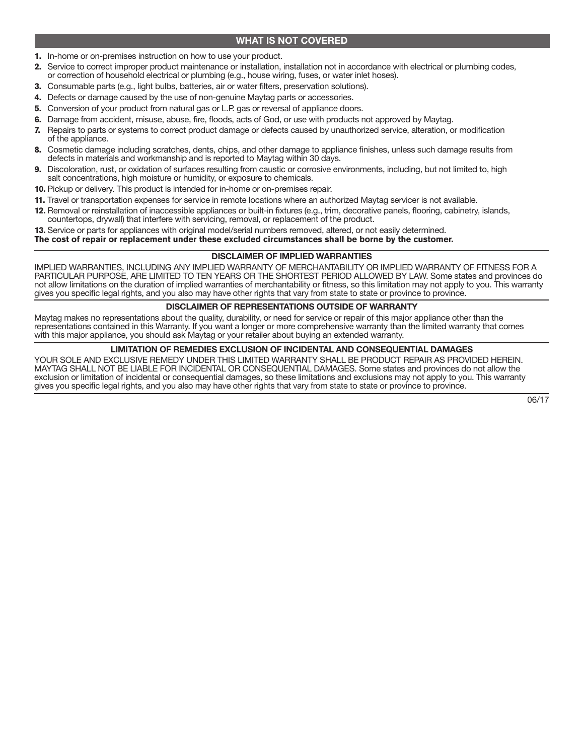## WHAT IS NOT COVERED

1. In-home or on-premises instruction on how to use your product.
2. Service to correct improper product maintenance or installation, installation not in accordance with electrical or plumbing codes, or correction of household electrical or plumbing (e.g., house wiring, fuses, or water inlet hoses).
3. Consumable parts (e.g., light bulbs, batteries, air or water filters, preservation solutions).
4. Defects or damage caused by the use of non-genuine Maytag parts or accessories.
5. Conversion of your product from natural gas or L.P. gas or reversal of appliance doors.
6. Damage from accident, misuse, abuse, fire, floods, acts of God, or use with products not approved by Maytag.
7. Repairs to parts or systems to correct product damage or defects caused by unauthorized service, alteration, or modification of the appliance.
8. Cosmetic damage including scratches, dents, chips, and other damage to appliance finishes, unless such damage results from defects in materials and workmanship and is reported to Maytag within 30 days.
9. Discoloration, rust, or oxidation of surfaces resulting from caustic or corrosive environments, including, but not limited to, high salt concentrations, high moisture or humidity, or exposure to chemicals.
10. Pickup or delivery. This product is intended for in-home or on-premises repair.
11. Travel or transportation expenses for service in remote locations where an authorized Maytag servicer is not available.
12. Removal or reinstallation of inaccessible appliances or built-in fixtures (e.g., trim, decorative panels, flooring, cabinetry, islands, countertops, drywall) that interfere with servicing, removal, or replacement of the product.
13. Service or parts for appliances with original model/serial numbers removed, altered, or not easily determined.

**The cost of repair or replacement under these excluded circumstances shall be borne by the customer.**

### DISCLAIMER OF IMPLIED WARRANTIES

IMPLIED WARRANTIES, INCLUDING ANY IMPLIED WARRANTY OF MERCHANTABILITY OR IMPLIED WARRANTY OF FITNESS FOR A PARTICULAR PURPOSE, ARE LIMITED TO TEN YEARS OR THE SHORTEST PERIOD ALLOWED BY LAW. Some states and provinces do not allow limitations on the duration of implied warranties of merchantability or fitness, so this limitation may not apply to you. This warranty gives you specific legal rights, and you also may have other rights that vary from state to state or province to province.

### DISCLAIMER OF REPRESENTATIONS OUTSIDE OF WARRANTY

Maytag makes no representations about the quality, durability, or need for service or repair of this major appliance other than the representations contained in this Warranty. If you want a longer or more comprehensive warranty than the limited warranty that comes with this major appliance, you should ask Maytag or your retailer about buying an extended warranty.

### LIMITATION OF REMEDIES EXCLUSION OF INCIDENTAL AND CONSEQUENTIAL DAMAGES

YOUR SOLE AND EXCLUSIVE REMEDY UNDER THIS LIMITED WARRANTY SHALL BE PRODUCT REPAIR AS PROVIDED HEREIN. MAYTAG SHALL NOT BE LIABLE FOR INCIDENTAL OR CONSEQUENTIAL DAMAGES. Some states and provinces do not allow the exclusion or limitation of incidental or consequential damages, so these limitations and exclusions may not apply to you. This warranty gives you specific legal rights, and you also may have other rights that vary from state to state or province to province.

06/17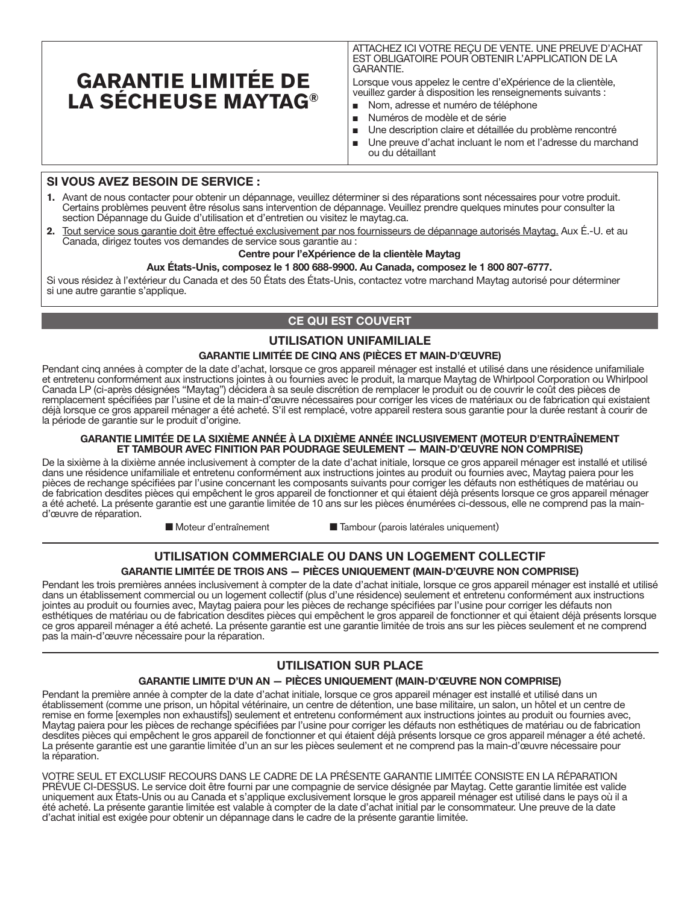# GARANTIE LIMITÉE DE LA SÉCHEUSE MAYTAG®

ATTACHEZ ICI VOTRE REÇU DE VENTE. UNE PREUVE D'ACHAT EST OBLIGATOIRE POUR OBTENIR L'APPLICATION DE LA GARANTIE.

Lorsque vous appelez le centre d'eXpérience de la clientèle, veuillez garder à disposition les renseignements suivants :

- Nom, adresse et numéro de téléphone
- Numéros de modèle et de série
- Une description claire et détaillée du problème rencontré
- Une preuve d'achat incluant le nom et l'adresse du marchand ou du détaillant

## SI VOUS AVEZ BESOIN DE SERVICE :

1. Avant de nous contacter pour obtenir un dépannage, veuillez déterminer si des réparations sont nécessaires pour votre produit. Certains problèmes peuvent être résolus sans intervention de dépannage. Veuillez prendre quelques minutes pour consulter la section Dépannage du Guide d'utilisation et d'entretien ou visitez le maytag.ca.
2. Tout service sous garantie doit être effectué exclusivement par nos fournisseurs de dépannage autorisés Maytag. Aux É.-U. et au Canada, dirigez toutes vos demandes de service sous garantie au :

**Centre pour l'eXpérience de la clientèle Maytag**

**Aux États-Unis, composez le 1 800 688-9900. Au Canada, composez le 1 800 807-6777.**

Si vous résidez à l'extérieur du Canada et des 50 États des États-Unis, contactez votre marchand Maytag autorisé pour déterminer si une autre garantie s'applique.

## CE QUI EST COUVERT

### UTILISATION UNIFAMILIALE

#### GARANTIE LIMITÉE DE CINQ ANS (PIÈCES ET MAIN-D'ŒUVRE)

Pendant cinq années à compter de la date d'achat, lorsque ce gros appareil ménager est installé et utilisé dans une résidence unifamiliale et entretenu conformément aux instructions jointes à ou fournies avec le produit, la marque Maytag de Whirlpool Corporation ou Whirlpool Canada LP (ci-après désignées "Maytag") décidera à sa seule discrétion de remplacer le produit ou de couvrir le coût des pièces de remplacement spécifiées par l'usine et de la main-d'œuvre nécessaires pour corriger les vices de matériaux ou de fabrication qui existaient déjà lorsque ce gros appareil ménager a été acheté. S'il est remplacé, votre appareil restera sous garantie pour la durée restant à courir de la période de garantie sur le produit d'origine.

#### GARANTIE LIMITÉE DE LA SIXIÈME ANNÉE À LA DIXIÈME ANNÉE INCLUSIVEMENT (MOTEUR D'ENTRAÎNEMENT ET TAMBOUR AVEC FINITION PAR POUDRAGE SEULEMENT — MAIN-D'ŒUVRE NON COMPRISE)

De la sixième à la dixième année inclusivement à compter de la date d'achat initiale, lorsque ce gros appareil ménager est installé et utilisé dans une résidence unifamiliale et entretenu conformément aux instructions jointes au produit ou fournies avec, Maytag paiera pour les pièces de rechange spécifiées par l'usine concernant les composants suivants pour corriger les défauts non esthétiques de matériau ou de fabrication desdites pièces qui empêchent le gros appareil de fonctionner et qui étaient déjà présents lorsque ce gros appareil ménager a été acheté. La présente garantie est une garantie limitée de 10 ans sur les pièces énumérées ci-dessous, elle ne comprend pas la main-d'œuvre de réparation.

- Moteur d'entraînement
- Tambour (parois latérales uniquement)

### UTILISATION COMMERCIALE OU DANS UN LOGEMENT COLLECTIF

#### GARANTIE LIMITÉE DE TROIS ANS — PIÈCES UNIQUEMENT (MAIN-D'ŒUVRE NON COMPRISE)

Pendant les trois premières années inclusivement à compter de la date d'achat initiale, lorsque ce gros appareil ménager est installé et utilisé dans un établissement commercial ou un logement collectif (plus d'une résidence) seulement et entretenu conformément aux instructions jointes au produit ou fournies avec, Maytag paiera pour les pièces de rechange spécifiées par l'usine pour corriger les défauts non esthétiques de matériau ou de fabrication desdites pièces qui empêchent le gros appareil de fonctionner et qui étaient déjà présents lorsque ce gros appareil ménager a été acheté. La présente garantie est une garantie limitée de trois ans sur les pièces seulement et ne comprend pas la main-d'œuvre nécessaire pour la réparation.

### UTILISATION SUR PLACE

#### GARANTIE LIMITE D'UN AN — PIÈCES UNIQUEMENT (MAIN-D'ŒUVRE NON COMPRISE)

Pendant la première année à compter de la date d'achat initiale, lorsque ce gros appareil ménager est installé et utilisé dans un établissement (comme une prison, un hôpital vétérinaire, un centre de détention, une base militaire, un salon, un hôtel et un centre de remise en forme [exemples non exhaustifs]) seulement et entretenu conformément aux instructions jointes au produit ou fournies avec, Maytag paiera pour les pièces de rechange spécifiées par l'usine pour corriger les défauts non esthétiques de matériau ou de fabrication desdites pièces qui empêchent le gros appareil de fonctionner et qui étaient déjà présents lorsque ce gros appareil ménager a été acheté. La présente garantie est une garantie limitée d'un an sur les pièces seulement et ne comprend pas la main-d'œuvre nécessaire pour la réparation.

VOTRE SEUL ET EXCLUSIF RECOURS DANS LE CADRE DE LA PRÉSENTE GARANTIE LIMITÉE CONSISTE EN LA RÉPARATION PRÉVUE CI-DESSUS. Le service doit être fourni par une compagnie de service désignée par Maytag. Cette garantie limitée est valide uniquement aux États-Unis ou au Canada et s'applique exclusivement lorsque le gros appareil ménager est utilisé dans le pays où il a été acheté. La présente garantie limitée est valable à compter de la date d'achat initial par le consommateur. Une preuve de la date d'achat initial est exigée pour obtenir un dépannage dans le cadre de la présente garantie limitée.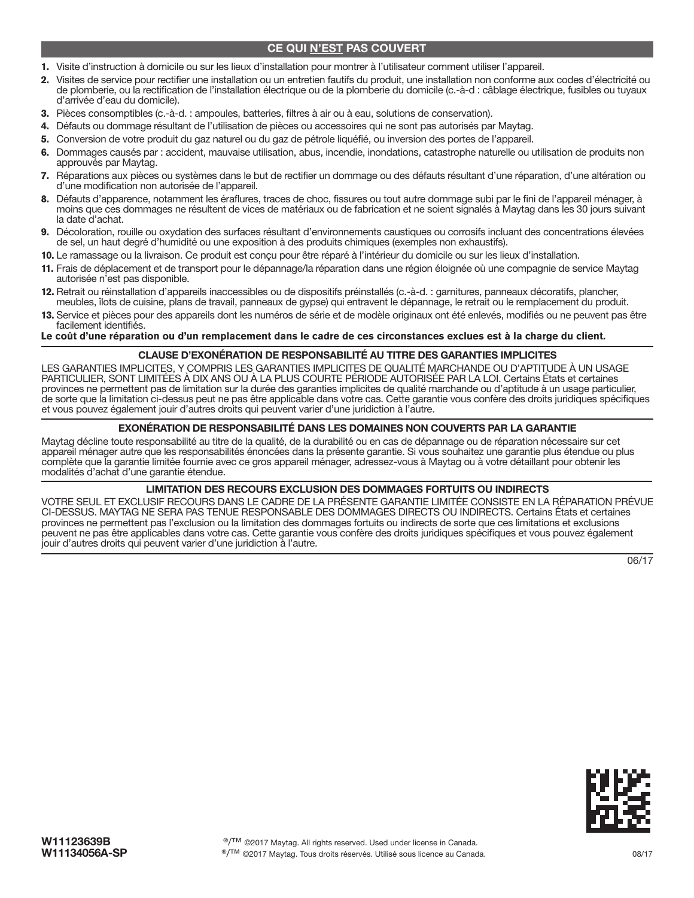## CE QUI N'EST PAS COUVERT

1. Visite d'instruction à domicile ou sur les lieux d'installation pour montrer à l'utilisateur comment utiliser l'appareil.
2. Visites de service pour rectifier une installation ou un entretien fautifs du produit, une installation non conforme aux codes d'électricité ou de plomberie, ou la rectification de l'installation électrique ou de la plomberie du domicile (c.-à-d : câblage électrique, fusibles ou tuyaux d'arrivée d'eau du domicile).
3. Pièces consomptibles (c.-à-d. : ampoules, batteries, filtres à air ou à eau, solutions de conservation).
4. Défauts ou dommage résultant de l'utilisation de pièces ou accessoires qui ne sont pas autorisés par Maytag.
5. Conversion de votre produit du gaz naturel ou du gaz de pétrole liquéfié, ou inversion des portes de l'appareil.
6. Dommages causés par : accident, mauvaise utilisation, abus, incendie, inondations, catastrophe naturelle ou utilisation de produits non approuvés par Maytag.
7. Réparations aux pièces ou systèmes dans le but de rectifier un dommage ou des défauts résultant d'une réparation, d'une altération ou d'une modification non autorisée de l'appareil.
8. Défauts d'apparence, notamment les éraflures, traces de choc, fissures ou tout autre dommage subi par le fini de l'appareil ménager, à moins que ces dommages ne résultent de vices de matériaux ou de fabrication et ne soient signalés à Maytag dans les 30 jours suivant la date d'achat.
9. Décoloration, rouille ou oxydation des surfaces résultant d'environnements caustiques ou corrosifs incluant des concentrations élevées de sel, un haut degré d'humidité ou une exposition à des produits chimiques (exemples non exhaustifs).
10. Le ramassage ou la livraison. Ce produit est conçu pour être réparé à l'intérieur du domicile ou sur les lieux d'installation.
11. Frais de déplacement et de transport pour le dépannage/la réparation dans une région éloignée où une compagnie de service Maytag autorisée n'est pas disponible.
12. Retrait ou réinstallation d'appareils inaccessibles ou de dispositifs préinstallés (c.-à-d. : garnitures, panneaux décoratifs, plancher, meubles, îlots de cuisine, plans de travail, panneaux de gypse) qui entravent le dépannage, le retrait ou le remplacement du produit.
13. Service et pièces pour des appareils dont les numéros de série et de modèle originaux ont été enlevés, modifiés ou ne peuvent pas être facilement identifiés.

**Le coût d'une réparation ou d'un remplacement dans le cadre de ces circonstances exclues est à la charge du client.**

### CLAUSE D'EXONÉRATION DE RESPONSABILITÉ AU TITRE DES GARANTIES IMPLICITES

LES GARANTIES IMPLICITES, Y COMPRIS LES GARANTIES IMPLICITES DE QUALITÉ MARCHANDE OU D'APTITUDE À UN USAGE PARTICULIER, SONT LIMITÉES À DIX ANS OU À LA PLUS COURTE PÉRIODE AUTORISÉE PAR LA LOI. Certains États et certaines provinces ne permettent pas de limitation sur la durée des garanties implicites de qualité marchande ou d'aptitude à un usage particulier, de sorte que la limitation ci-dessus peut ne pas être applicable dans votre cas. Cette garantie vous confère des droits juridiques spécifiques et vous pouvez également jouir d'autres droits qui peuvent varier d'une juridiction à l'autre.

### EXONÉRATION DE RESPONSABILITÉ DANS LES DOMAINES NON COUVERTS PAR LA GARANTIE

Maytag décline toute responsabilité au titre de la qualité, de la durabilité ou en cas de dépannage ou de réparation nécessaire sur cet appareil ménager autre que les responsabilités énoncées dans la présente garantie. Si vous souhaitez une garantie plus étendue ou plus complète que la garantie limitée fournie avec ce gros appareil ménager, adressez-vous à Maytag ou à votre détaillant pour obtenir les modalités d'achat d'une garantie étendue.

### LIMITATION DES RECOURS EXCLUSION DES DOMMAGES FORTUITS OU INDIRECTS

VOTRE SEUL ET EXCLUSIF RECOURS DANS LE CADRE DE LA PRÉSENTE GARANTIE LIMITÉE CONSISTE EN LA RÉPARATION PRÉVUE CI-DESSUS. MAYTAG NE SERA PAS TENUE RESPONSABLE DES DOMMAGES DIRECTS OU INDIRECTS. Certains États et certaines provinces ne permettent pas l'exclusion ou la limitation des dommages fortuits ou indirects de sorte que ces limitations et exclusions peuvent ne pas être applicables dans votre cas. Cette garantie vous confère des droits juridiques spécifiques et vous pouvez également jouir d'autres droits qui peuvent varier d'une juridiction à l'autre.

06/17

**W11123639B**
**W11134056A-SP**

®/™ ©2017 Maytag. All rights reserved. Used under license in Canada.
®/™ ©2017 Maytag. Tous droits réservés. Utilisé sous licence au Canada.

08/17